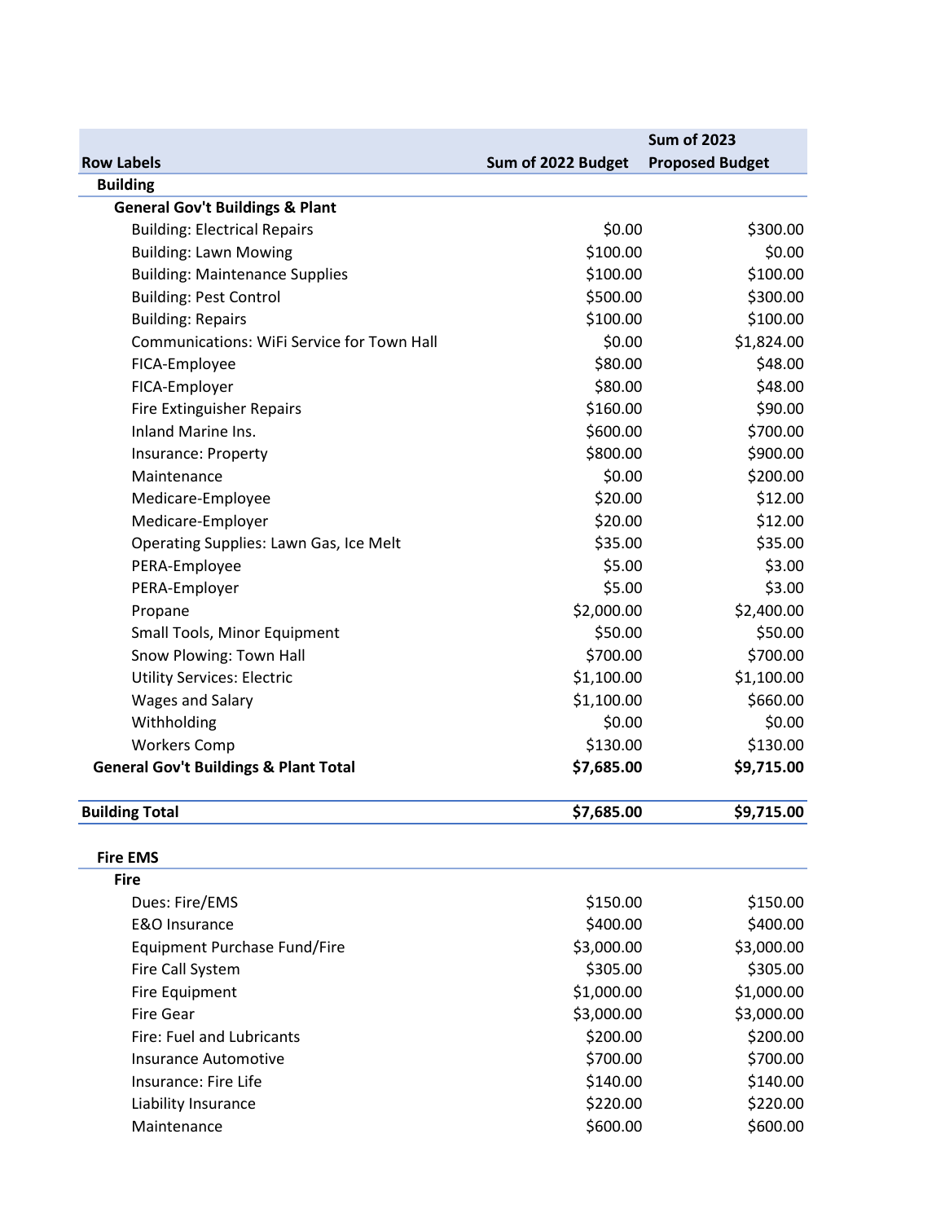| Row Labels | Sum of 2022 Budget | Sum of 2023 Proposed Budget |
| --- | --- | --- |
| **Building** | | |
| **General Gov't Buildings & Plant** | | |
| Building: Electrical Repairs | $0.00 | $300.00 |
| Building: Lawn Mowing | $100.00 | $0.00 |
| Building: Maintenance Supplies | $100.00 | $100.00 |
| Building: Pest Control | $500.00 | $300.00 |
| Building: Repairs | $100.00 | $100.00 |
| Communications: WiFi Service for Town Hall | $0.00 | $1,824.00 |
| FICA-Employee | $80.00 | $48.00 |
| FICA-Employer | $80.00 | $48.00 |
| Fire Extinguisher Repairs | $160.00 | $90.00 |
| Inland Marine Ins. | $600.00 | $700.00 |
| Insurance: Property | $800.00 | $900.00 |
| Maintenance | $0.00 | $200.00 |
| Medicare-Employee | $20.00 | $12.00 |
| Medicare-Employer | $20.00 | $12.00 |
| Operating Supplies: Lawn Gas, Ice Melt | $35.00 | $35.00 |
| PERA-Employee | $5.00 | $3.00 |
| PERA-Employer | $5.00 | $3.00 |
| Propane | $2,000.00 | $2,400.00 |
| Small Tools, Minor Equipment | $50.00 | $50.00 |
| Snow Plowing: Town Hall | $700.00 | $700.00 |
| Utility Services: Electric | $1,100.00 | $1,100.00 |
| Wages and Salary | $1,100.00 | $660.00 |
| Withholding | $0.00 | $0.00 |
| Workers Comp | $130.00 | $130.00 |
| **General Gov't Buildings & Plant Total** | **$7,685.00** | **$9,715.00** |
| **Building Total** | **$7,685.00** | **$9,715.00** |
| **Fire EMS** | | |
| **Fire** | | |
| Dues: Fire/EMS | $150.00 | $150.00 |
| E&O Insurance | $400.00 | $400.00 |
| Equipment Purchase Fund/Fire | $3,000.00 | $3,000.00 |
| Fire Call System | $305.00 | $305.00 |
| Fire Equipment | $1,000.00 | $1,000.00 |
| Fire Gear | $3,000.00 | $3,000.00 |
| Fire: Fuel and Lubricants | $200.00 | $200.00 |
| Insurance Automotive | $700.00 | $700.00 |
| Insurance: Fire Life | $140.00 | $140.00 |
| Liability Insurance | $220.00 | $220.00 |
| Maintenance | $600.00 | $600.00 |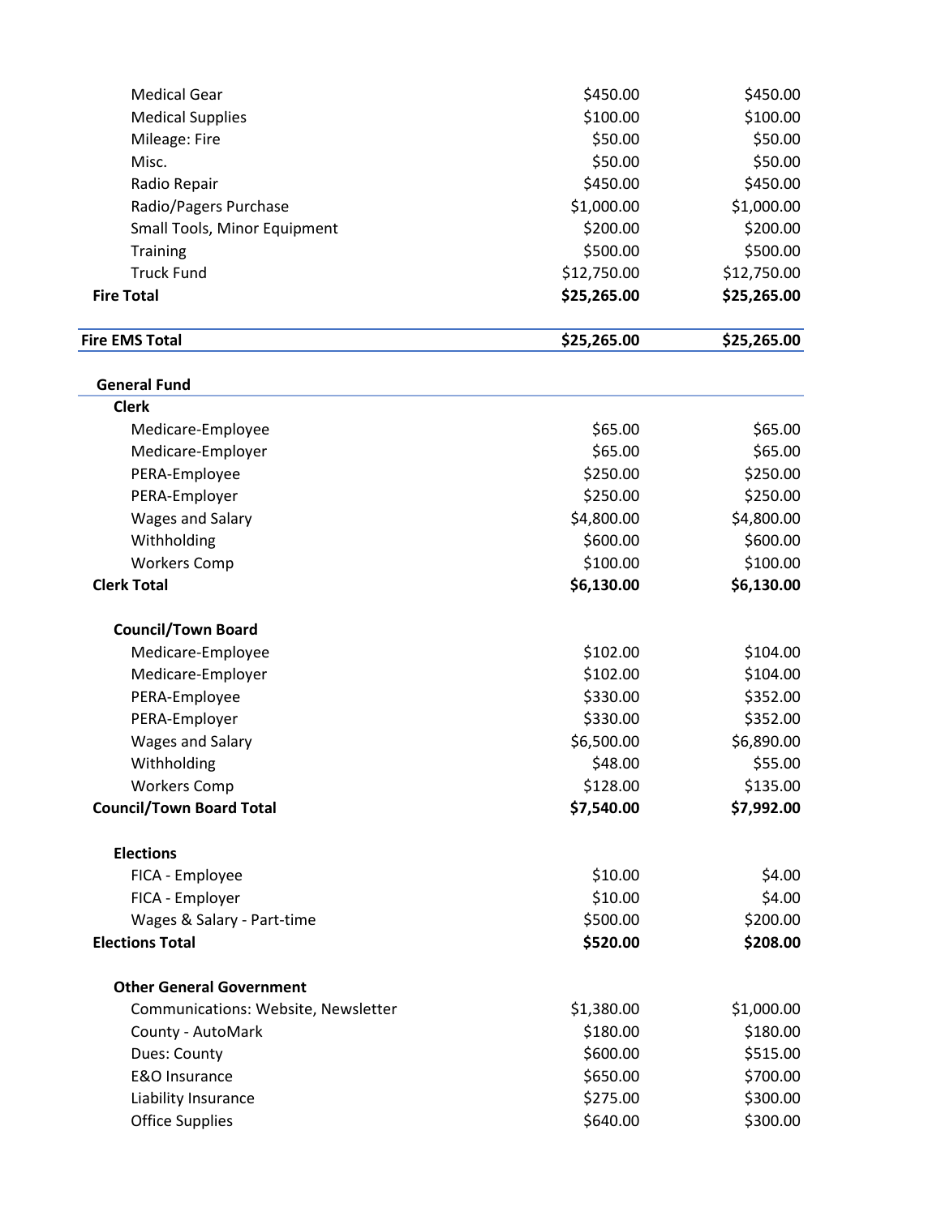| | | |
|---|---|---|
| Medical Gear | $450.00 | $450.00 |
| Medical Supplies | $100.00 | $100.00 |
| Mileage: Fire | $50.00 | $50.00 |
| Misc. | $50.00 | $50.00 |
| Radio Repair | $450.00 | $450.00 |
| Radio/Pagers Purchase | $1,000.00 | $1,000.00 |
| Small Tools, Minor Equipment | $200.00 | $200.00 |
| Training | $500.00 | $500.00 |
| Truck Fund | $12,750.00 | $12,750.00 |
| **Fire Total** | **$25,265.00** | **$25,265.00** |
| | | |
| **Fire EMS Total** | **$25,265.00** | **$25,265.00** |
| | | |
| **General Fund** | | |
| **Clerk** | | |
| Medicare-Employee | $65.00 | $65.00 |
| Medicare-Employer | $65.00 | $65.00 |
| PERA-Employee | $250.00 | $250.00 |
| PERA-Employer | $250.00 | $250.00 |
| Wages and Salary | $4,800.00 | $4,800.00 |
| Withholding | $600.00 | $600.00 |
| Workers Comp | $100.00 | $100.00 |
| **Clerk Total** | **$6,130.00** | **$6,130.00** |
| | | |
| **Council/Town Board** | | |
| Medicare-Employee | $102.00 | $104.00 |
| Medicare-Employer | $102.00 | $104.00 |
| PERA-Employee | $330.00 | $352.00 |
| PERA-Employer | $330.00 | $352.00 |
| Wages and Salary | $6,500.00 | $6,890.00 |
| Withholding | $48.00 | $55.00 |
| Workers Comp | $128.00 | $135.00 |
| **Council/Town Board Total** | **$7,540.00** | **$7,992.00** |
| | | |
| **Elections** | | |
| FICA - Employee | $10.00 | $4.00 |
| FICA - Employer | $10.00 | $4.00 |
| Wages & Salary - Part-time | $500.00 | $200.00 |
| **Elections Total** | **$520.00** | **$208.00** |
| | | |
| **Other General Government** | | |
| Communications: Website, Newsletter | $1,380.00 | $1,000.00 |
| County - AutoMark | $180.00 | $180.00 |
| Dues: County | $600.00 | $515.00 |
| E&O Insurance | $650.00 | $700.00 |
| Liability Insurance | $275.00 | $300.00 |
| Office Supplies | $640.00 | $300.00 |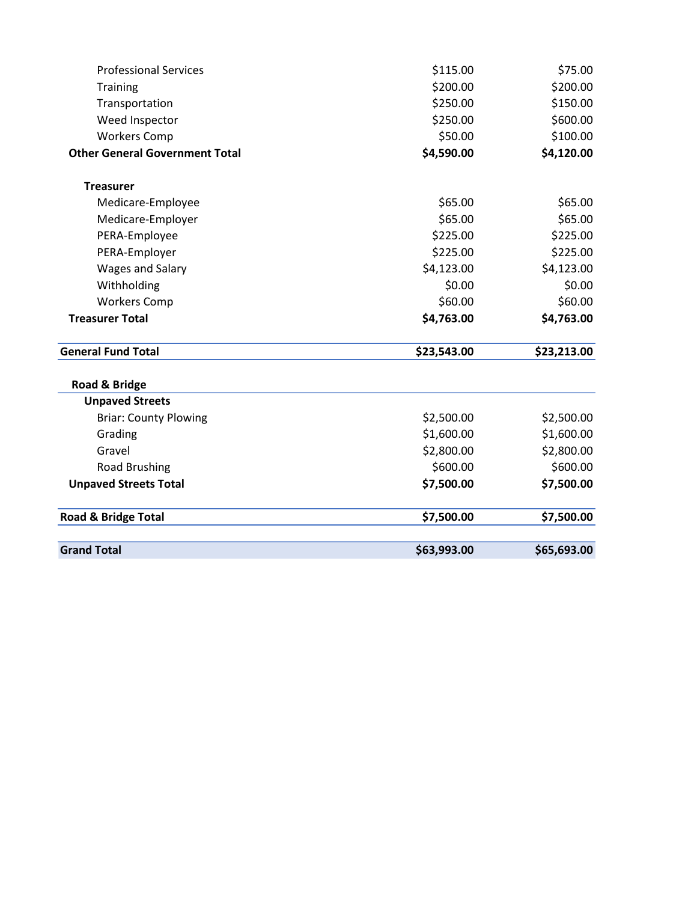| | | |
|---|---|---|
| Professional Services | $115.00 | $75.00 |
| Training | $200.00 | $200.00 |
| Transportation | $250.00 | $150.00 |
| Weed Inspector | $250.00 | $600.00 |
| Workers Comp | $50.00 | $100.00 |
| **Other General Government Total** | **$4,590.00** | **$4,120.00** |
| | | |
| **Treasurer** | | |
| Medicare-Employee | $65.00 | $65.00 |
| Medicare-Employer | $65.00 | $65.00 |
| PERA-Employee | $225.00 | $225.00 |
| PERA-Employer | $225.00 | $225.00 |
| Wages and Salary | $4,123.00 | $4,123.00 |
| Withholding | $0.00 | $0.00 |
| Workers Comp | $60.00 | $60.00 |
| **Treasurer Total** | **$4,763.00** | **$4,763.00** |
| | | |
| **General Fund Total** | **$23,543.00** | **$23,213.00** |
| | | |
| **Road & Bridge** | | |
| **Unpaved Streets** | | |
| Briar: County Plowing | $2,500.00 | $2,500.00 |
| Grading | $1,600.00 | $1,600.00 |
| Gravel | $2,800.00 | $2,800.00 |
| Road Brushing | $600.00 | $600.00 |
| **Unpaved Streets Total** | **$7,500.00** | **$7,500.00** |
| | | |
| **Road & Bridge Total** | **$7,500.00** | **$7,500.00** |
| | | |
| **Grand Total** | **$63,993.00** | **$65,693.00** |